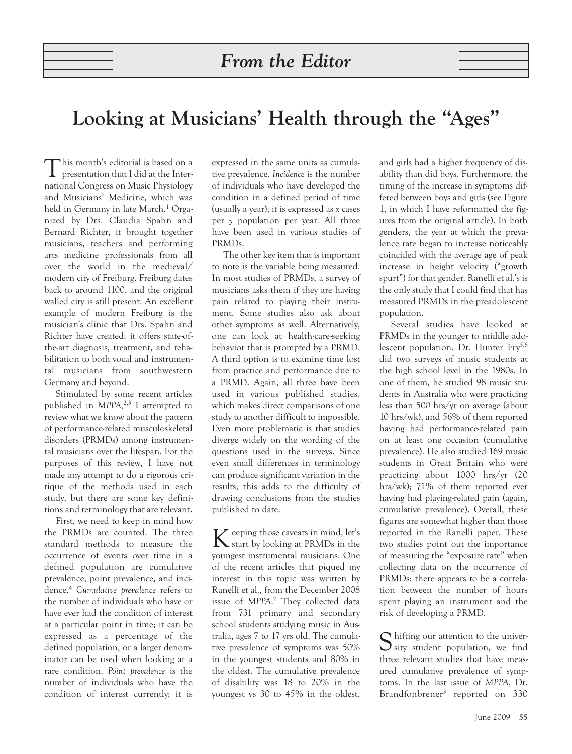## From the Editor

# Looking at Musicians' Health through the "Ages"

This month's editorial is based on a presentation that I did at the International Congress on Music Physiology and Musicians' Medicine, which was held in Germany in late March.[1] Organized by Drs. Claudia Spahn and Bernard Richter, it brought together musicians, teachers and performing arts medicine professionals from all over the world in the medieval/modern city of Freiburg. Freiburg dates back to around 1100, and the original walled city is still present. An excellent example of modern Freiburg is the musician's clinic that Drs. Spahn and Richter have created: it offers state-of-the-art diagnosis, treatment, and rehabilitation to both vocal and instrumental musicians from southwestern Germany and beyond.

Stimulated by some recent articles published in *MPPA*,[2,3] I attempted to review what we know about the pattern of performance-related musculoskeletal disorders (PRMDs) among instrumental musicians over the lifespan. For the purposes of this review, I have not made any attempt to do a rigorous critique of the methods used in each study, but there are some key definitions and terminology that are relevant.

First, we need to keep in mind how the PRMDs are counted. The three standard methods to measure the occurrence of events over time in a defined population are cumulative prevalence, point prevalence, and incidence.[4] *Cumulative prevalence* refers to the number of individuals who have or have ever had the condition of interest at a particular point in time; it can be expressed as a percentage of the defined population, or a larger denominator can be used when looking at a rare condition. *Point prevalence* is the number of individuals who have the condition of interest currently; it is expressed in the same units as cumulative prevalence. *Incidence* is the number of individuals who have developed the condition in a defined period of time (usually a year); it is expressed as *x* cases per *y* population per year. All three have been used in various studies of PRMDs.

The other key item that is important to note is the variable being measured. In most studies of PRMDs, a survey of musicians asks them if they are having pain related to playing their instrument. Some studies also ask about other symptoms as well. Alternatively, one can look at health-care-seeking behavior that is prompted by a PRMD. A third option is to examine time lost from practice and performance due to a PRMD. Again, all three have been used in various published studies, which makes direct comparisons of one study to another difficult to impossible. Even more problematic is that studies diverge widely on the wording of the questions used in the surveys. Since even small differences in terminology can produce significant variation in the results, this adds to the difficulty of drawing conclusions from the studies published to date.

Keeping those caveats in mind, let's start by looking at PRMDs in the youngest instrumental musicians. One of the recent articles that piqued my interest in this topic was written by Ranelli et al., from the December 2008 issue of *MPPA*.[2] They collected data from 731 primary and secondary school students studying music in Australia, ages 7 to 17 yrs old. The cumulative prevalence of symptoms was 50% in the youngest students and 80% in the oldest. The cumulative prevalence of disability was 18 to 20% in the youngest vs 30 to 45% in the oldest, and girls had a higher frequency of disability than did boys. Furthermore, the timing of the increase in symptoms differed between boys and girls (see Figure 1, in which I have reformatted the figures from the original article). In both genders, the year at which the prevalence rate began to increase noticeably coincided with the average age of peak increase in height velocity ("growth spurt") for that gender. Ranelli et al.'s is the only study that I could find that has measured PRMDs in the preadolescent population.

Several studies have looked at PRMDs in the younger to middle adolescent population. Dr. Hunter Fry[5,6] did two surveys of music students at the high school level in the 1980s. In one of them, he studied 98 music students in Australia who were practicing less than 500 hrs/yr on average (about 10 hrs/wk), and 56% of them reported having had performance-related pain on at least one occasion (cumulative prevalence). He also studied 169 music students in Great Britain who were practicing about 1000 hrs/yr (20 hrs/wk); 71% of them reported ever having had playing-related pain (again, cumulative prevalence). Overall, these figures are somewhat higher than those reported in the Ranelli paper. These two studies point out the importance of measuring the "exposure rate" when collecting data on the occurrence of PRMDs: there appears to be a correlation between the number of hours spent playing an instrument and the risk of developing a PRMD.

Shifting our attention to the university student population, we find three relevant studies that have measured cumulative prevalence of symptoms. In the last issue of *MPPA*, Dr. Brandfonbrener[3] reported on 330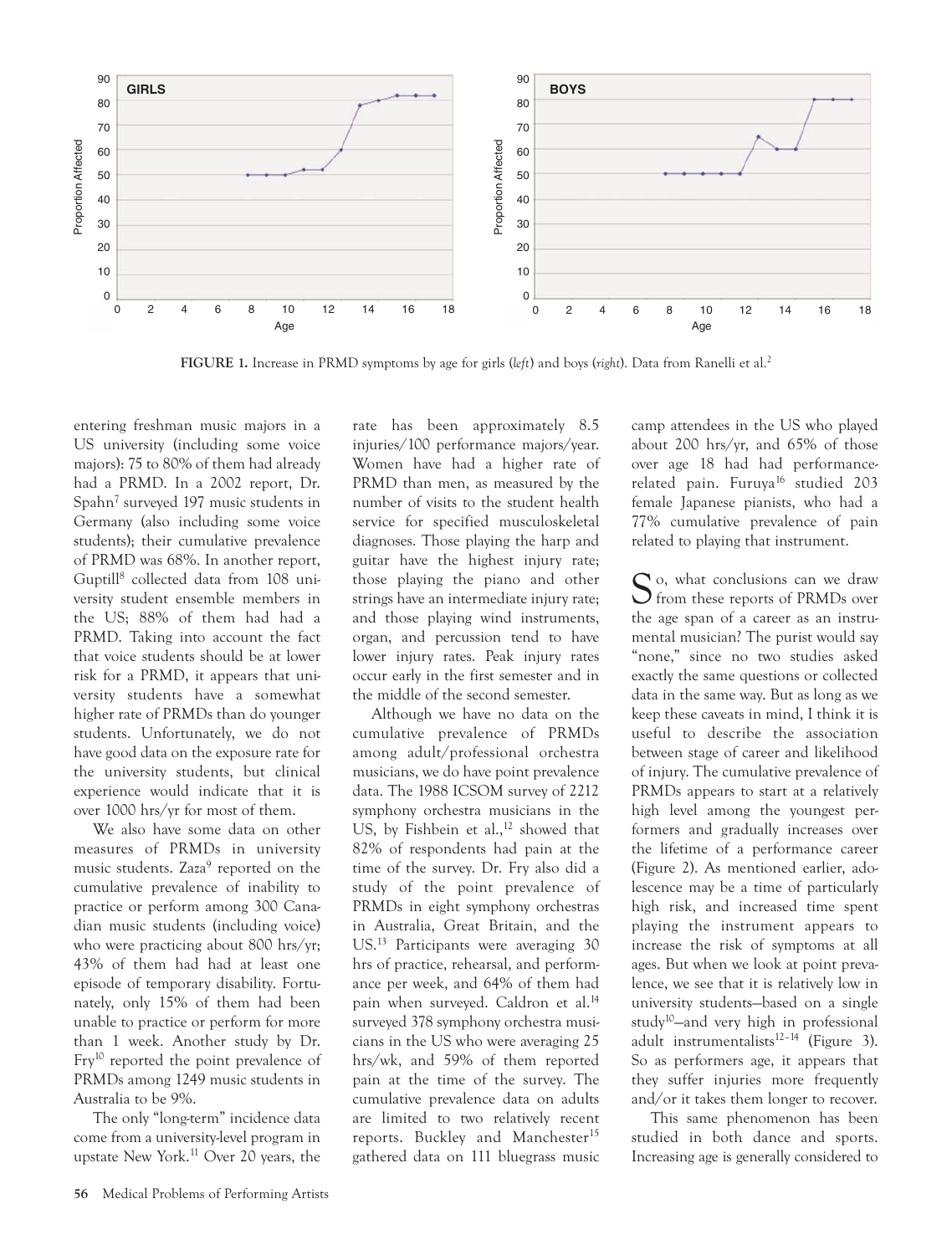**FIGURE 1.** Increase in PRMD symptoms by age for girls (*left*) and boys (*right*). Data from Ranelli et al.[2]

entering freshman music majors in a US university (including some voice majors): 75 to 80% of them had already had a PRMD. In a 2002 report, Dr. Spahn[7] surveyed 197 music students in Germany (also including some voice students); their cumulative prevalence of PRMD was 68%. In another report, Guptill[8] collected data from 108 university student ensemble members in the US; 88% of them had had a PRMD. Taking into account the fact that voice students should be at lower risk for a PRMD, it appears that university students have a somewhat higher rate of PRMDs than do younger students. Unfortunately, we do not have good data on the exposure rate for the university students, but clinical experience would indicate that it is over 1000 hrs/yr for most of them.

We also have some data on other measures of PRMDs in university music students. Zaza[9] reported on the cumulative prevalence of inability to practice or perform among 300 Canadian music students (including voice) who were practicing about 800 hrs/yr; 43% of them had had at least one episode of temporary disability. Fortunately, only 15% of them had been unable to practice or perform for more than 1 week. Another study by Dr. Fry[10] reported the point prevalence of PRMDs among 1249 music students in Australia to be 9%.

The only "long-term" incidence data come from a university-level program in upstate New York.[11] Over 20 years, the rate has been approximately 8.5 injuries/100 performance majors/year. Women have had a higher rate of PRMD than men, as measured by the number of visits to the student health service for specified musculoskeletal diagnoses. Those playing the harp and guitar have the highest injury rate; those playing the piano and other strings have an intermediate injury rate; and those playing wind instruments, organ, and percussion tend to have lower injury rates. Peak injury rates occur early in the first semester and in the middle of the second semester.

Although we have no data on the cumulative prevalence of PRMDs among adult/professional orchestra musicians, we do have point prevalence data. The 1988 ICSOM survey of 2212 symphony orchestra musicians in the US, by Fishbein et al.,[12] showed that 82% of respondents had pain at the time of the survey. Dr. Fry also did a study of the point prevalence of PRMDs in eight symphony orchestras in Australia, Great Britain, and the US.[13] Participants were averaging 30 hrs of practice, rehearsal, and performance per week, and 64% of them had pain when surveyed. Caldron et al.[14] surveyed 378 symphony orchestra musicians in the US who were averaging 25 hrs/wk, and 59% of them reported pain at the time of the survey. The cumulative prevalence data on adults are limited to two relatively recent reports. Buckley and Manchester[15] gathered data on 111 bluegrass music camp attendees in the US who played about 200 hrs/yr, and 65% of those over age 18 had had performance-related pain. Furuya[16] studied 203 female Japanese pianists, who had a 77% cumulative prevalence of pain related to playing that instrument.

So, what conclusions can we draw from these reports of PRMDs over the age span of a career as an instrumental musician? The purist would say "none," since no two studies asked exactly the same questions or collected data in the same way. But as long as we keep these caveats in mind, I think it is useful to describe the association between stage of career and likelihood of injury. The cumulative prevalence of PRMDs appears to start at a relatively high level among the youngest performers and gradually increases over the lifetime of a performance career (Figure 2). As mentioned earlier, adolescence may be a time of particularly high risk, and increased time spent playing the instrument appears to increase the risk of symptoms at all ages. But when we look at point prevalence, we see that it is relatively low in university students—based on a single study[10]—and very high in professional adult instrumentalists[12–14] (Figure 3). So as performers age, it appears that they suffer injuries more frequently and/or it takes them longer to recover.

This same phenomenon has been studied in both dance and sports. Increasing age is generally considered to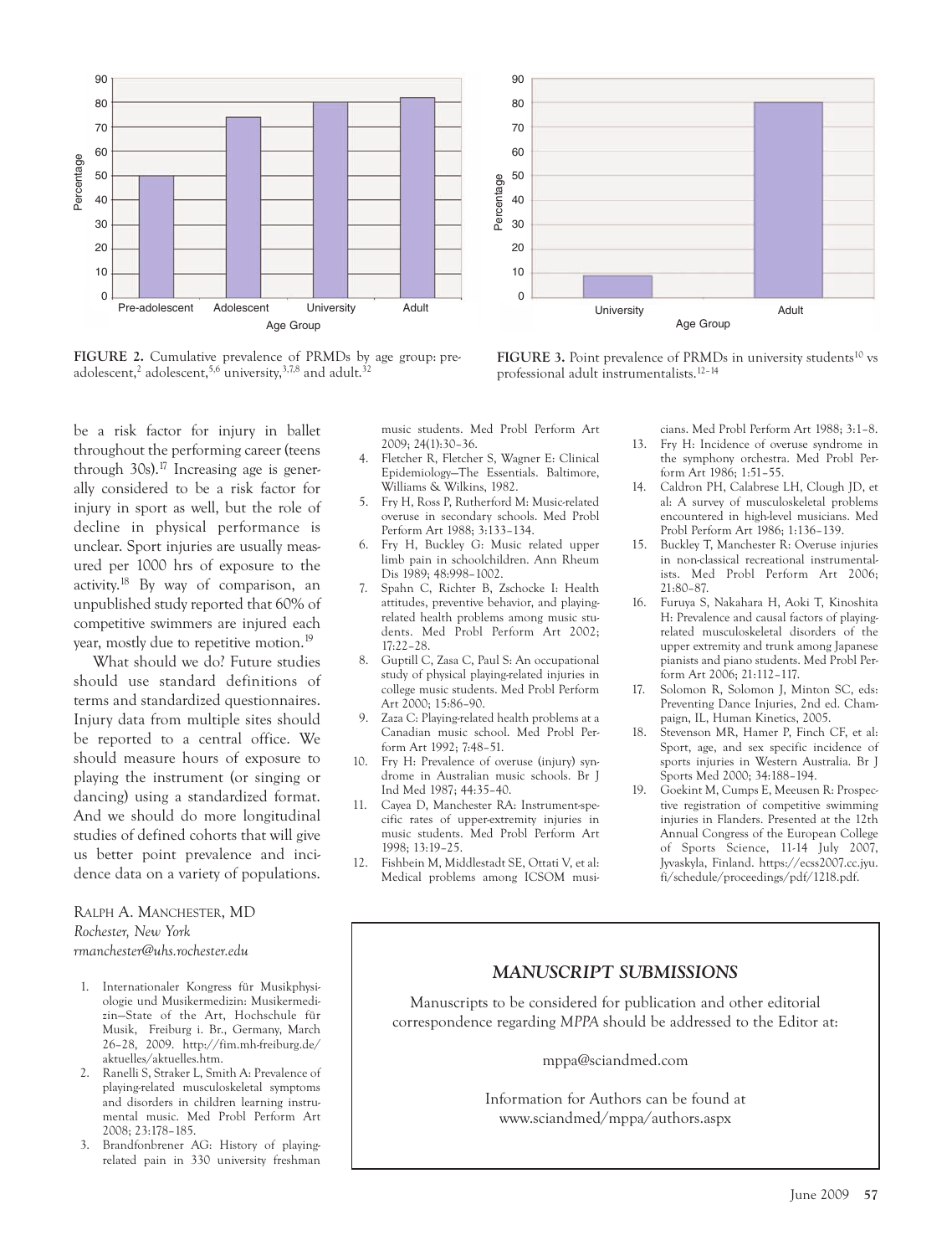90
80
70
60
50
40
30
20
10
0
Percentage
Pre-adolescent Adolescent University Adult
Age Group

**FIGURE 2.** Cumulative prevalence of PRMDs by age group: pre-adolescent,[2] adolescent,[5,6] university,[3,7,8] and adult.[32]

90
80
70
60
50
40
30
20
10
0
Percentage
University Adult
Age Group

**FIGURE 3.** Point prevalence of PRMDs in university students[10] vs professional adult instrumentalists.[12–14]

be a risk factor for injury in ballet throughout the performing career (teens through 30s).[17] Increasing age is generally considered to be a risk factor for injury in sport as well, but the role of decline in physical performance is unclear. Sport injuries are usually measured per 1000 hrs of exposure to the activity.[18] By way of comparison, an unpublished study reported that 60% of competitive swimmers are injured each year, mostly due to repetitive motion.[19]

What should we do? Future studies should use standard definitions of terms and standardized questionnaires. Injury data from multiple sites should be reported to a central office. We should measure hours of exposure to playing the instrument (or singing or dancing) using a standardized format. And we should do more longitudinal studies of defined cohorts that will give us better point prevalence and incidence data on a variety of populations.

RALPH A. MANCHESTER, MD
*Rochester, New York*
*rmanchester@uhs.rochester.edu*

1. Internationaler Kongress für Musikphysiologie und Musikermedizin: Musikermedizin—State of the Art, Hochschule für Musik, Freiburg i. Br., Germany, March 26–28, 2009. http://fim.mh-freiburg.de/aktuelles/aktuelles.htm.
2. Ranelli S, Straker L, Smith A: Prevalence of playing-related musculoskeletal symptoms and disorders in children learning instrumental music. Med Probl Perform Art 2008; 23:178–185.
3. Brandfonbrener AG: History of playing-related pain in 330 university freshman music students. Med Probl Perform Art 2009; 24(1):30–36.
4. Fletcher R, Fletcher S, Wagner E: Clinical Epidemiology—The Essentials. Baltimore, Williams & Wilkins, 1982.
5. Fry H, Ross P, Rutherford M: Music-related overuse in secondary schools. Med Probl Perform Art 1988; 3:133–134.
6. Fry H, Buckley G: Music related upper limb pain in schoolchildren. Ann Rheum Dis 1989; 48:998–1002.
7. Spahn C, Richter B, Zschocke I: Health attitudes, preventive behavior, and playing-related health problems among music students. Med Probl Perform Art 2002; 17:22–28.
8. Guptill C, Zasa C, Paul S: An occupational study of physical playing-related injuries in college music students. Med Probl Perform Art 2000; 15:86–90.
9. Zaza C: Playing-related health problems at a Canadian music school. Med Probl Perform Art 1992; 7:48–51.
10. Fry H: Prevalence of overuse (injury) syndrome in Australian music schools. Br J Ind Med 1987; 44:35–40.
11. Cayea D, Manchester RA: Instrument-specific rates of upper-extremity injuries in music students. Med Probl Perform Art 1998; 13:19–25.
12. Fishbein M, Middlestadt SE, Ottati V, et al: Medical problems among ICSOM musicians. Med Probl Perform Art 1988; 3:1–8.
13. Fry H: Incidence of overuse syndrome in the symphony orchestra. Med Probl Perform Art 1986; 1:51–55.
14. Caldron PH, Calabrese LH, Clough JD, et al: A survey of musculoskeletal problems encountered in high-level musicians. Med Probl Perform Art 1986; 1:136–139.
15. Buckley T, Manchester R: Overuse injuries in non-classical recreational instrumentalists. Med Probl Perform Art 2006; 21:80–87.
16. Furuya S, Nakahara H, Aoki T, Kinoshita H: Prevalence and causal factors of playing-related musculoskeletal disorders of the upper extremity and trunk among Japanese pianists and piano students. Med Probl Perform Art 2006; 21:112–117.
17. Solomon R, Solomon J, Minton SC, eds: Preventing Dance Injuries, 2nd ed. Champaign, IL, Human Kinetics, 2005.
18. Stevenson MR, Hamer P, Finch CF, et al: Sport, age, and sex specific incidence of sports injuries in Western Australia. Br J Sports Med 2000; 34:188–194.
19. Goekint M, Cumps E, Meeusen R: Prospective registration of competitive swimming injuries in Flanders. Presented at the 12th Annual Congress of the European College of Sports Science, 11-14 July 2007, Jyvaskyla, Finland. https://ecss2007.cc.jyu.fi/schedule/proceedings/pdf/1218.pdf.

### *MANUSCRIPT SUBMISSIONS*

Manuscripts to be considered for publication and other editorial correspondence regarding *MPPA* should be addressed to the Editor at:

mppa@sciandmed.com

Information for Authors can be found at www.sciandmed/mppa/authors.aspx